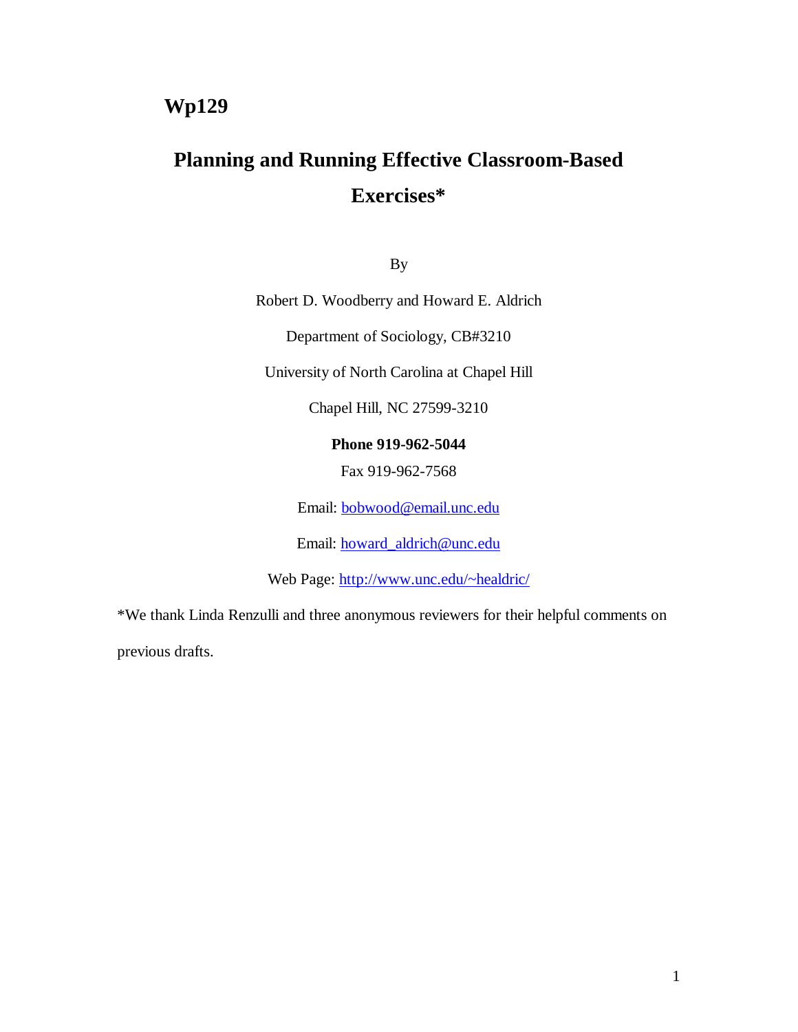**Wp129**

# Planning and Running Effective Classroom-Based Exercises*

By

Robert D. Woodberry and Howard E. Aldrich

Department of Sociology, CB#3210

University of North Carolina at Chapel Hill

Chapel Hill, NC 27599-3210

**Phone 919-962-5044**

Fax 919-962-7568

Email: bobwood@email.unc.edu

Email: howard_aldrich@unc.edu

Web Page: http://www.unc.edu/~healdric/

*We thank Linda Renzulli and three anonymous reviewers for their helpful comments on previous drafts.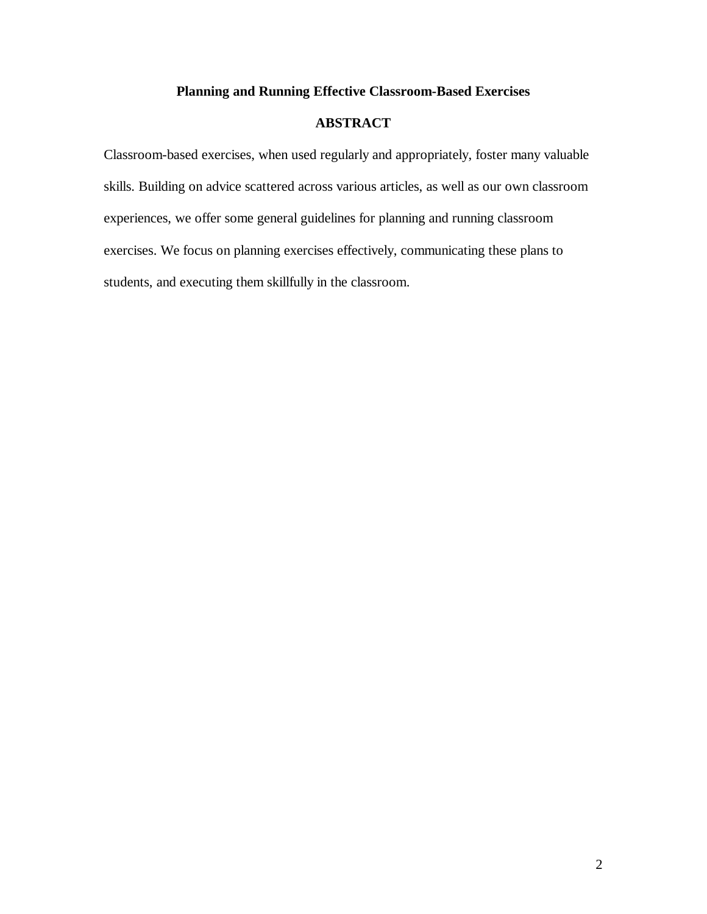# Planning and Running Effective Classroom-Based Exercises

## ABSTRACT

Classroom-based exercises, when used regularly and appropriately, foster many valuable skills. Building on advice scattered across various articles, as well as our own classroom experiences, we offer some general guidelines for planning and running classroom exercises. We focus on planning exercises effectively, communicating these plans to students, and executing them skillfully in the classroom.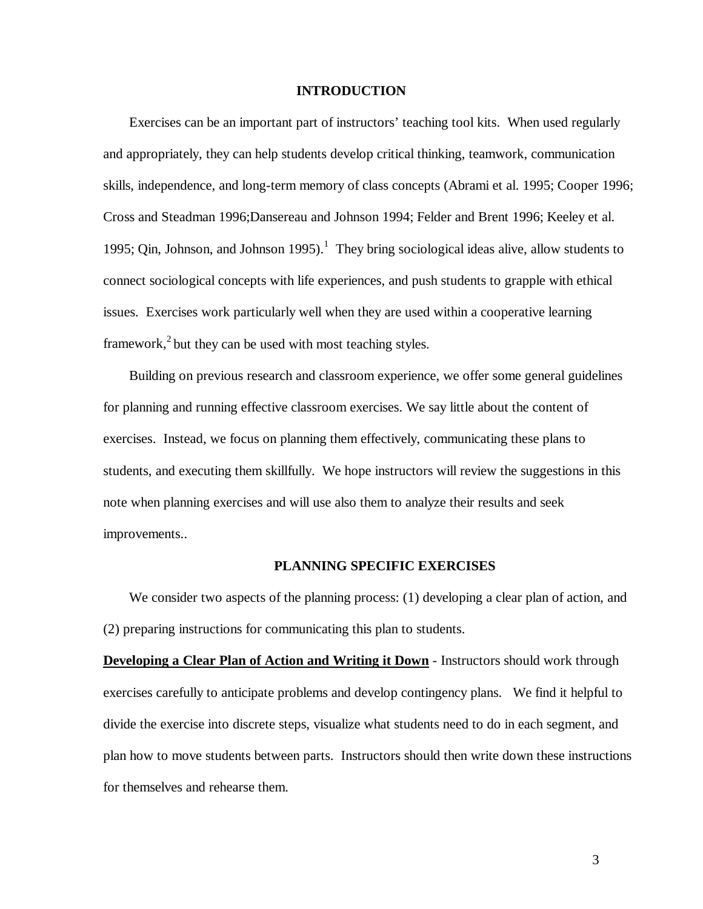## INTRODUCTION

Exercises can be an important part of instructors' teaching tool kits. When used regularly and appropriately, they can help students develop critical thinking, teamwork, communication skills, independence, and long-term memory of class concepts (Abrami et al. 1995; Cooper 1996; Cross and Steadman 1996;Dansereau and Johnson 1994; Felder and Brent 1996; Keeley et al. 1995; Qin, Johnson, and Johnson 1995).[1] They bring sociological ideas alive, allow students to connect sociological concepts with life experiences, and push students to grapple with ethical issues. Exercises work particularly well when they are used within a cooperative learning framework,[2] but they can be used with most teaching styles.

Building on previous research and classroom experience, we offer some general guidelines for planning and running effective classroom exercises. We say little about the content of exercises. Instead, we focus on planning them effectively, communicating these plans to students, and executing them skillfully. We hope instructors will review the suggestions in this note when planning exercises and will use also them to analyze their results and seek improvements..

## PLANNING SPECIFIC EXERCISES

We consider two aspects of the planning process: (1) developing a clear plan of action, and (2) preparing instructions for communicating this plan to students.

**Developing a Clear Plan of Action and Writing it Down** - Instructors should work through exercises carefully to anticipate problems and develop contingency plans. We find it helpful to divide the exercise into discrete steps, visualize what students need to do in each segment, and plan how to move students between parts. Instructors should then write down these instructions for themselves and rehearse them.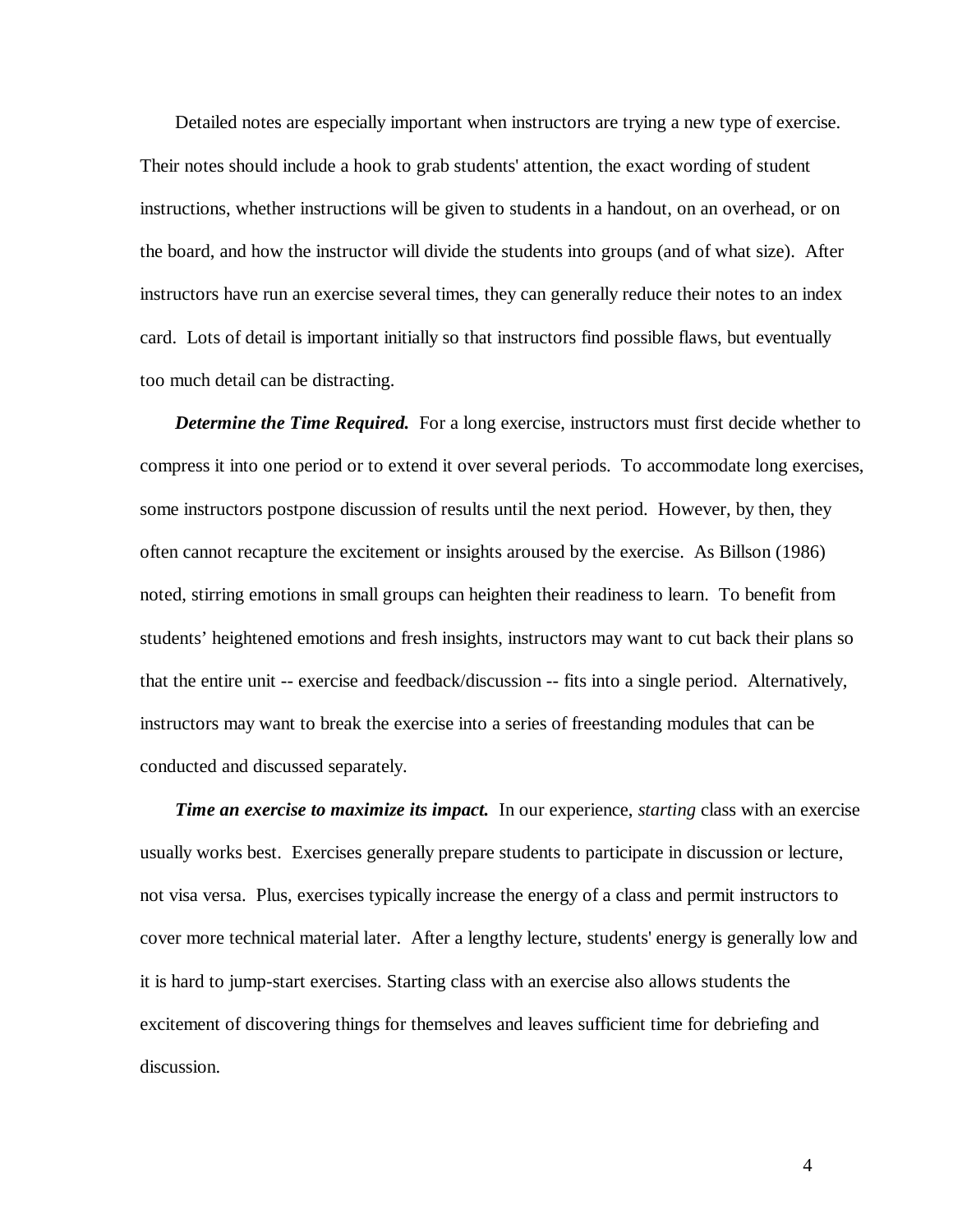Detailed notes are especially important when instructors are trying a new type of exercise. Their notes should include a hook to grab students' attention, the exact wording of student instructions, whether instructions will be given to students in a handout, on an overhead, or on the board, and how the instructor will divide the students into groups (and of what size). After instructors have run an exercise several times, they can generally reduce their notes to an index card. Lots of detail is important initially so that instructors find possible flaws, but eventually too much detail can be distracting.

***Determine the Time Required.*** For a long exercise, instructors must first decide whether to compress it into one period or to extend it over several periods. To accommodate long exercises, some instructors postpone discussion of results until the next period. However, by then, they often cannot recapture the excitement or insights aroused by the exercise. As Billson (1986) noted, stirring emotions in small groups can heighten their readiness to learn. To benefit from students' heightened emotions and fresh insights, instructors may want to cut back their plans so that the entire unit -- exercise and feedback/discussion -- fits into a single period. Alternatively, instructors may want to break the exercise into a series of freestanding modules that can be conducted and discussed separately.

***Time an exercise to maximize its impact.*** In our experience, *starting* class with an exercise usually works best. Exercises generally prepare students to participate in discussion or lecture, not visa versa. Plus, exercises typically increase the energy of a class and permit instructors to cover more technical material later. After a lengthy lecture, students' energy is generally low and it is hard to jump-start exercises. Starting class with an exercise also allows students the excitement of discovering things for themselves and leaves sufficient time for debriefing and discussion.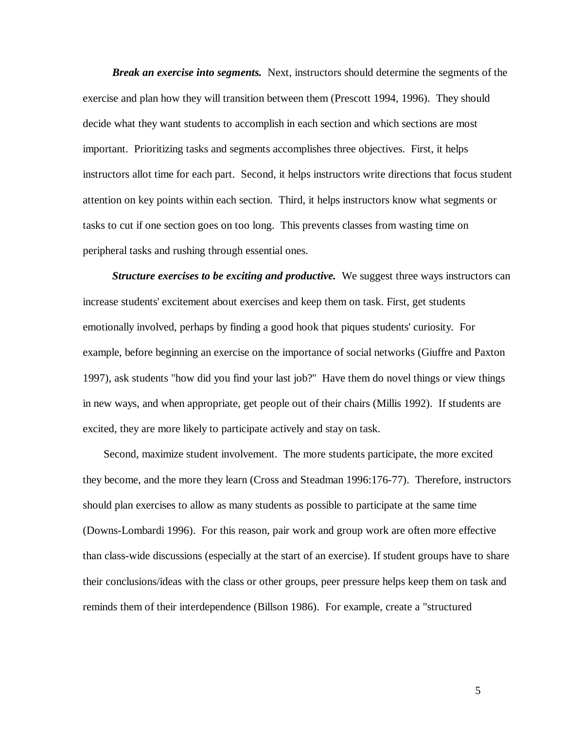***Break an exercise into segments.*** Next, instructors should determine the segments of the exercise and plan how they will transition between them (Prescott 1994, 1996). They should decide what they want students to accomplish in each section and which sections are most important. Prioritizing tasks and segments accomplishes three objectives. First, it helps instructors allot time for each part. Second, it helps instructors write directions that focus student attention on key points within each section. Third, it helps instructors know what segments or tasks to cut if one section goes on too long. This prevents classes from wasting time on peripheral tasks and rushing through essential ones.

***Structure exercises to be exciting and productive.*** We suggest three ways instructors can increase students' excitement about exercises and keep them on task. First, get students emotionally involved, perhaps by finding a good hook that piques students' curiosity. For example, before beginning an exercise on the importance of social networks (Giuffre and Paxton 1997), ask students "how did you find your last job?" Have them do novel things or view things in new ways, and when appropriate, get people out of their chairs (Millis 1992). If students are excited, they are more likely to participate actively and stay on task.

Second, maximize student involvement. The more students participate, the more excited they become, and the more they learn (Cross and Steadman 1996:176-77). Therefore, instructors should plan exercises to allow as many students as possible to participate at the same time (Downs-Lombardi 1996). For this reason, pair work and group work are often more effective than class-wide discussions (especially at the start of an exercise). If student groups have to share their conclusions/ideas with the class or other groups, peer pressure helps keep them on task and reminds them of their interdependence (Billson 1986). For example, create a "structured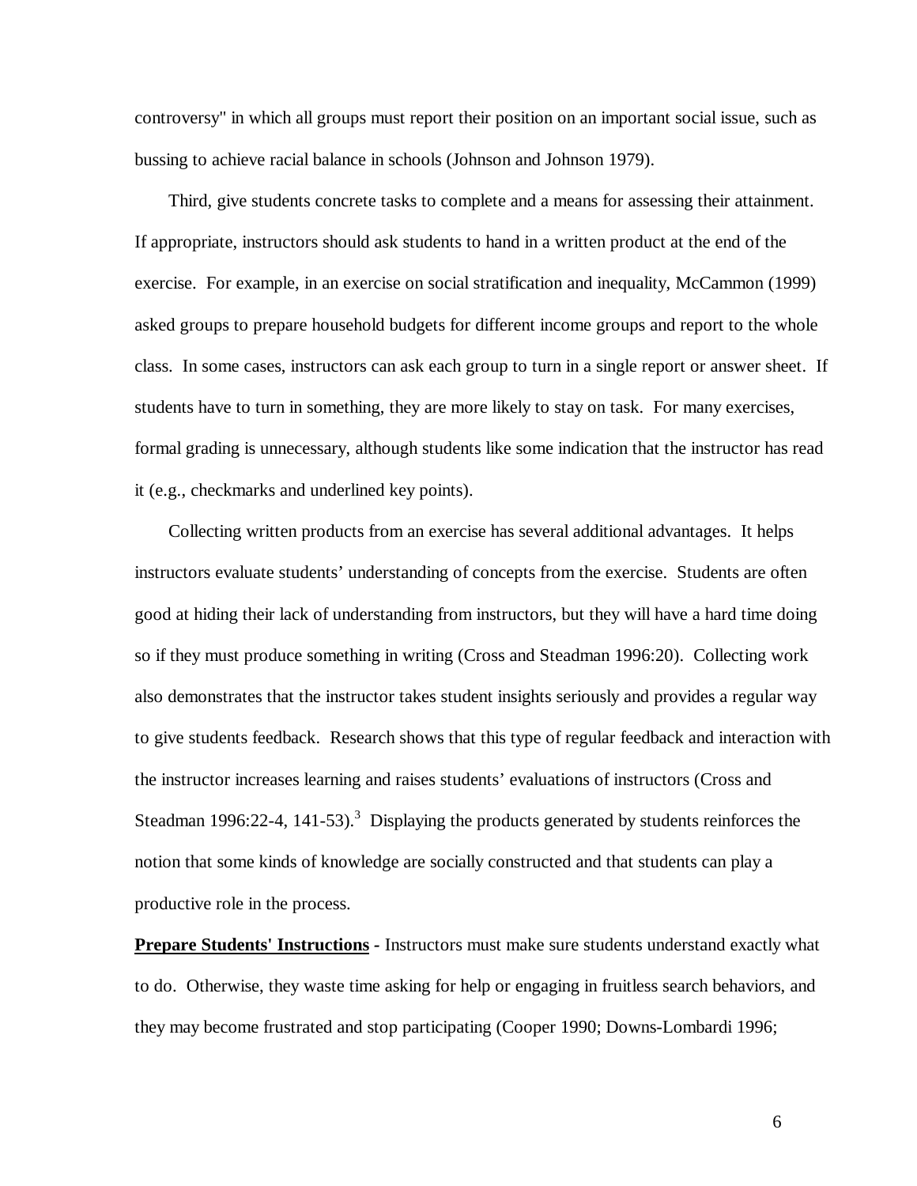controversy" in which all groups must report their position on an important social issue, such as bussing to achieve racial balance in schools (Johnson and Johnson 1979).

Third, give students concrete tasks to complete and a means for assessing their attainment. If appropriate, instructors should ask students to hand in a written product at the end of the exercise. For example, in an exercise on social stratification and inequality, McCammon (1999) asked groups to prepare household budgets for different income groups and report to the whole class. In some cases, instructors can ask each group to turn in a single report or answer sheet. If students have to turn in something, they are more likely to stay on task. For many exercises, formal grading is unnecessary, although students like some indication that the instructor has read it (e.g., checkmarks and underlined key points).

Collecting written products from an exercise has several additional advantages. It helps instructors evaluate students' understanding of concepts from the exercise. Students are often good at hiding their lack of understanding from instructors, but they will have a hard time doing so if they must produce something in writing (Cross and Steadman 1996:20). Collecting work also demonstrates that the instructor takes student insights seriously and provides a regular way to give students feedback. Research shows that this type of regular feedback and interaction with the instructor increases learning and raises students' evaluations of instructors (Cross and Steadman 1996:22-4, 141-53).[3] Displaying the products generated by students reinforces the notion that some kinds of knowledge are socially constructed and that students can play a productive role in the process.

**Prepare Students' Instructions -** Instructors must make sure students understand exactly what to do. Otherwise, they waste time asking for help or engaging in fruitless search behaviors, and they may become frustrated and stop participating (Cooper 1990; Downs-Lombardi 1996;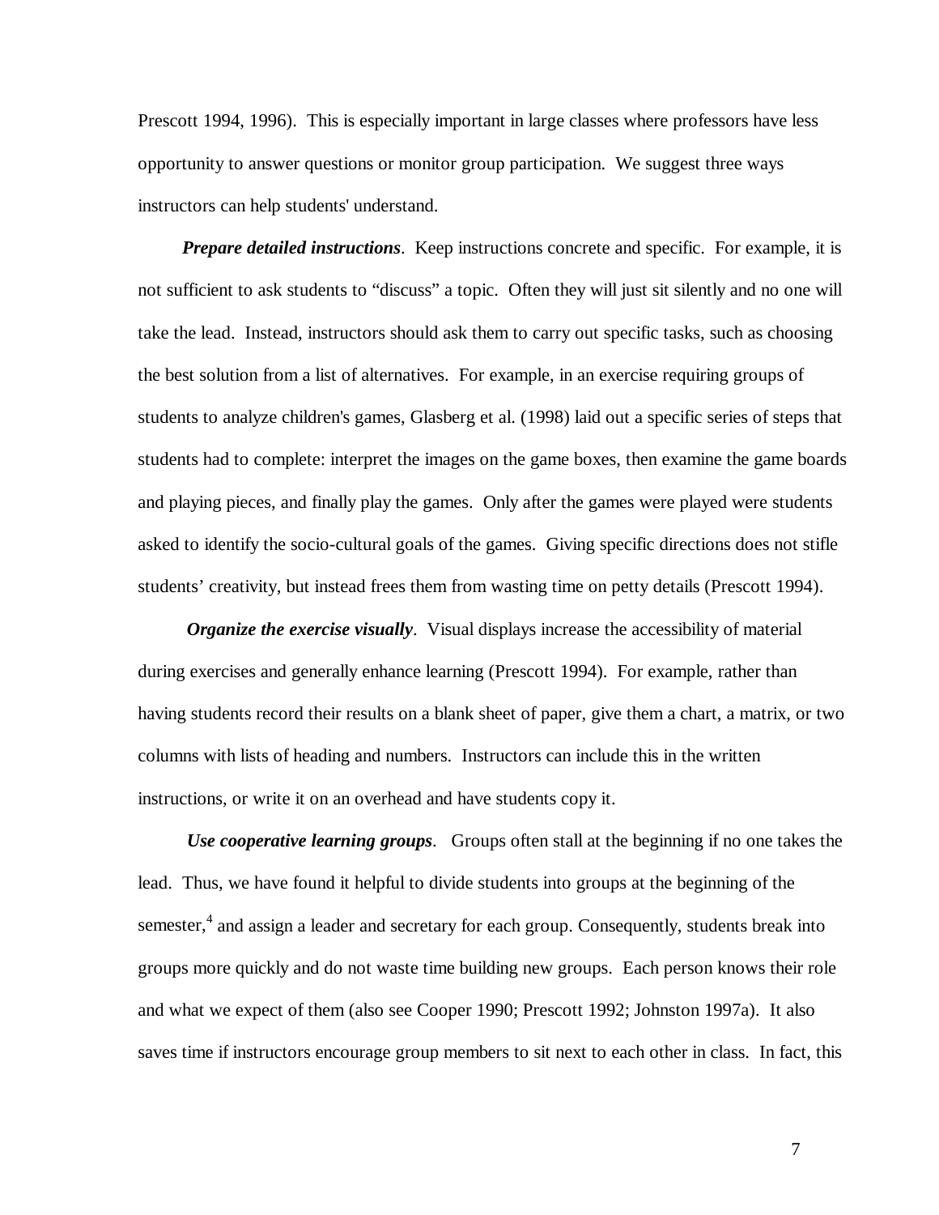Prescott 1994, 1996). This is especially important in large classes where professors have less opportunity to answer questions or monitor group participation. We suggest three ways instructors can help students' understand.

***Prepare detailed instructions***. Keep instructions concrete and specific. For example, it is not sufficient to ask students to "discuss" a topic. Often they will just sit silently and no one will take the lead. Instead, instructors should ask them to carry out specific tasks, such as choosing the best solution from a list of alternatives. For example, in an exercise requiring groups of students to analyze children's games, Glasberg et al. (1998) laid out a specific series of steps that students had to complete: interpret the images on the game boxes, then examine the game boards and playing pieces, and finally play the games. Only after the games were played were students asked to identify the socio-cultural goals of the games. Giving specific directions does not stifle students' creativity, but instead frees them from wasting time on petty details (Prescott 1994).

***Organize the exercise visually***. Visual displays increase the accessibility of material during exercises and generally enhance learning (Prescott 1994). For example, rather than having students record their results on a blank sheet of paper, give them a chart, a matrix, or two columns with lists of heading and numbers. Instructors can include this in the written instructions, or write it on an overhead and have students copy it.

***Use cooperative learning groups***. Groups often stall at the beginning if no one takes the lead. Thus, we have found it helpful to divide students into groups at the beginning of the semester,[4] and assign a leader and secretary for each group. Consequently, students break into groups more quickly and do not waste time building new groups. Each person knows their role and what we expect of them (also see Cooper 1990; Prescott 1992; Johnston 1997a). It also saves time if instructors encourage group members to sit next to each other in class. In fact, this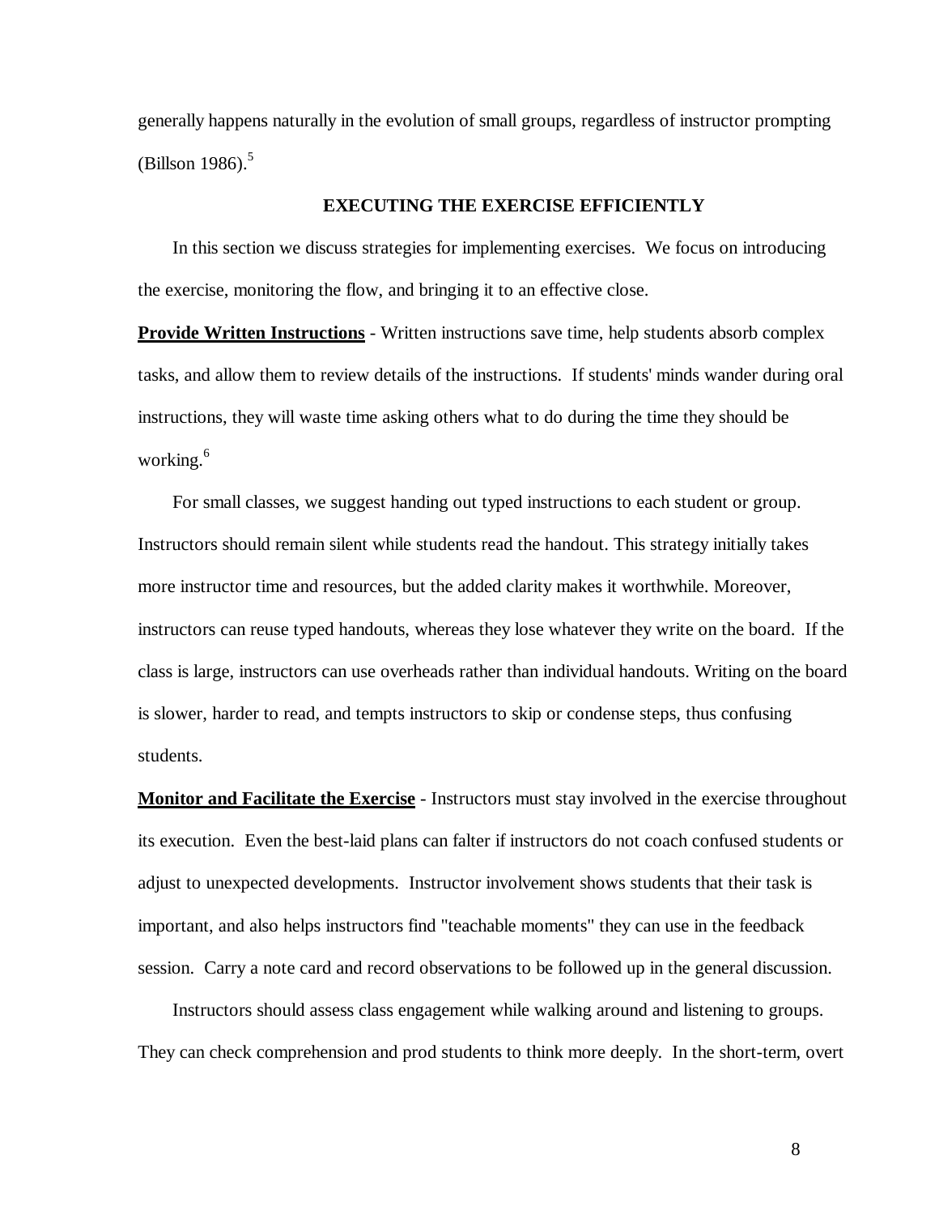generally happens naturally in the evolution of small groups, regardless of instructor prompting (Billson 1986).[5]

## EXECUTING THE EXERCISE EFFICIENTLY

In this section we discuss strategies for implementing exercises. We focus on introducing the exercise, monitoring the flow, and bringing it to an effective close.

**Provide Written Instructions** - Written instructions save time, help students absorb complex tasks, and allow them to review details of the instructions. If students' minds wander during oral instructions, they will waste time asking others what to do during the time they should be working.[6]

For small classes, we suggest handing out typed instructions to each student or group. Instructors should remain silent while students read the handout. This strategy initially takes more instructor time and resources, but the added clarity makes it worthwhile. Moreover, instructors can reuse typed handouts, whereas they lose whatever they write on the board. If the class is large, instructors can use overheads rather than individual handouts. Writing on the board is slower, harder to read, and tempts instructors to skip or condense steps, thus confusing students.

**Monitor and Facilitate the Exercise** - Instructors must stay involved in the exercise throughout its execution. Even the best-laid plans can falter if instructors do not coach confused students or adjust to unexpected developments. Instructor involvement shows students that their task is important, and also helps instructors find "teachable moments" they can use in the feedback session. Carry a note card and record observations to be followed up in the general discussion.

Instructors should assess class engagement while walking around and listening to groups. They can check comprehension and prod students to think more deeply. In the short-term, overt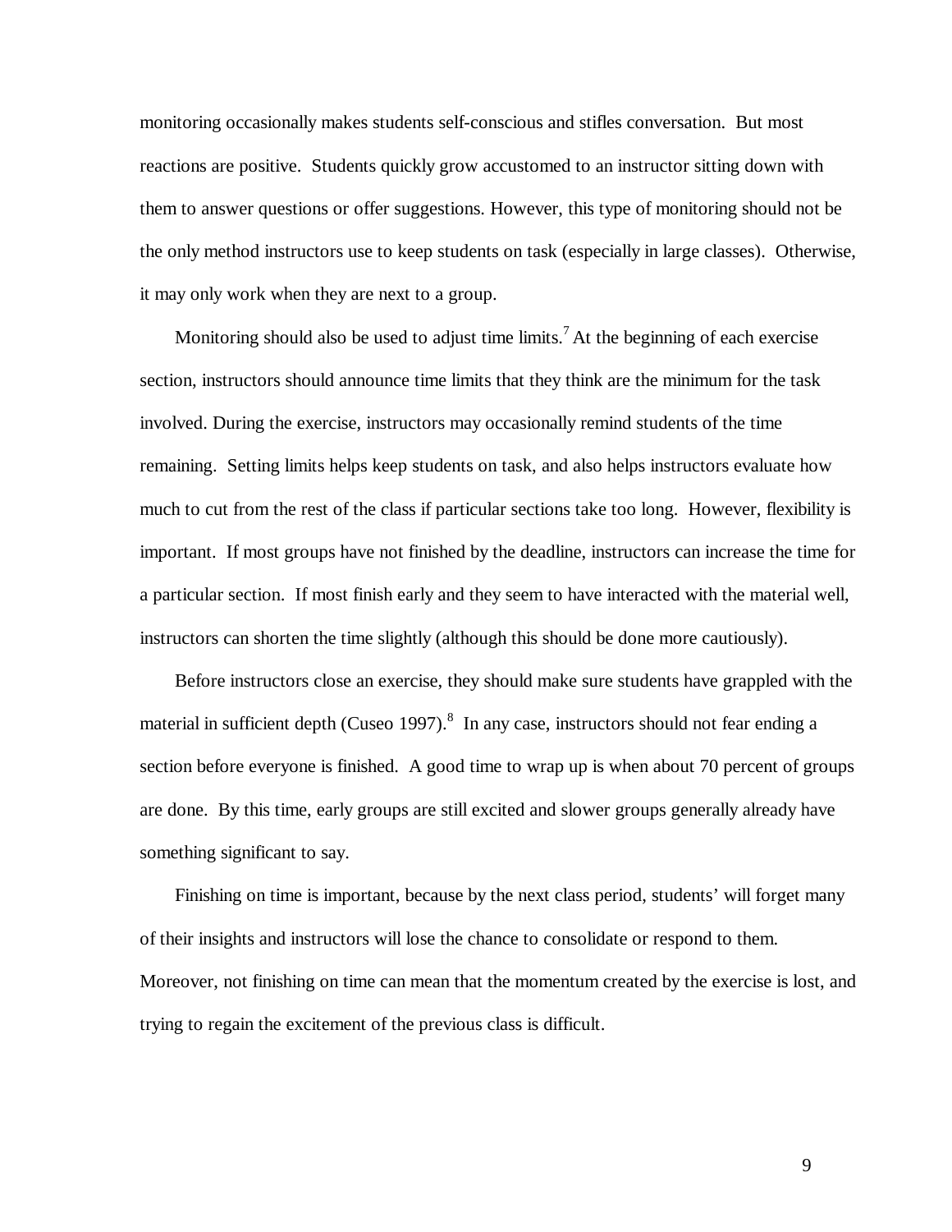monitoring occasionally makes students self-conscious and stifles conversation. But most reactions are positive. Students quickly grow accustomed to an instructor sitting down with them to answer questions or offer suggestions. However, this type of monitoring should not be the only method instructors use to keep students on task (especially in large classes). Otherwise, it may only work when they are next to a group.

Monitoring should also be used to adjust time limits.[7] At the beginning of each exercise section, instructors should announce time limits that they think are the minimum for the task involved. During the exercise, instructors may occasionally remind students of the time remaining. Setting limits helps keep students on task, and also helps instructors evaluate how much to cut from the rest of the class if particular sections take too long. However, flexibility is important. If most groups have not finished by the deadline, instructors can increase the time for a particular section. If most finish early and they seem to have interacted with the material well, instructors can shorten the time slightly (although this should be done more cautiously).

Before instructors close an exercise, they should make sure students have grappled with the material in sufficient depth (Cuseo 1997).[8] In any case, instructors should not fear ending a section before everyone is finished. A good time to wrap up is when about 70 percent of groups are done. By this time, early groups are still excited and slower groups generally already have something significant to say.

Finishing on time is important, because by the next class period, students' will forget many of their insights and instructors will lose the chance to consolidate or respond to them. Moreover, not finishing on time can mean that the momentum created by the exercise is lost, and trying to regain the excitement of the previous class is difficult.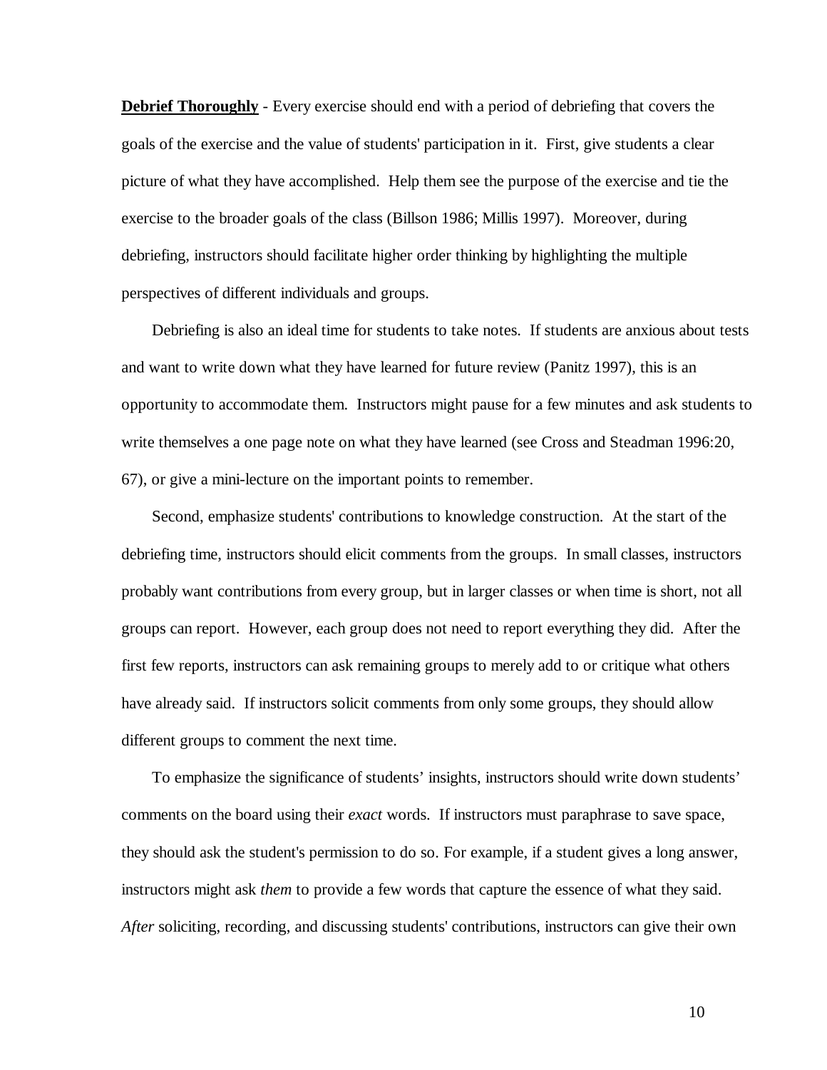**Debrief Thoroughly** - Every exercise should end with a period of debriefing that covers the goals of the exercise and the value of students' participation in it. First, give students a clear picture of what they have accomplished. Help them see the purpose of the exercise and tie the exercise to the broader goals of the class (Billson 1986; Millis 1997). Moreover, during debriefing, instructors should facilitate higher order thinking by highlighting the multiple perspectives of different individuals and groups.

Debriefing is also an ideal time for students to take notes. If students are anxious about tests and want to write down what they have learned for future review (Panitz 1997), this is an opportunity to accommodate them. Instructors might pause for a few minutes and ask students to write themselves a one page note on what they have learned (see Cross and Steadman 1996:20, 67), or give a mini-lecture on the important points to remember.

Second, emphasize students' contributions to knowledge construction. At the start of the debriefing time, instructors should elicit comments from the groups. In small classes, instructors probably want contributions from every group, but in larger classes or when time is short, not all groups can report. However, each group does not need to report everything they did. After the first few reports, instructors can ask remaining groups to merely add to or critique what others have already said. If instructors solicit comments from only some groups, they should allow different groups to comment the next time.

To emphasize the significance of students' insights, instructors should write down students' comments on the board using their *exact* words. If instructors must paraphrase to save space, they should ask the student's permission to do so. For example, if a student gives a long answer, instructors might ask *them* to provide a few words that capture the essence of what they said. *After* soliciting, recording, and discussing students' contributions, instructors can give their own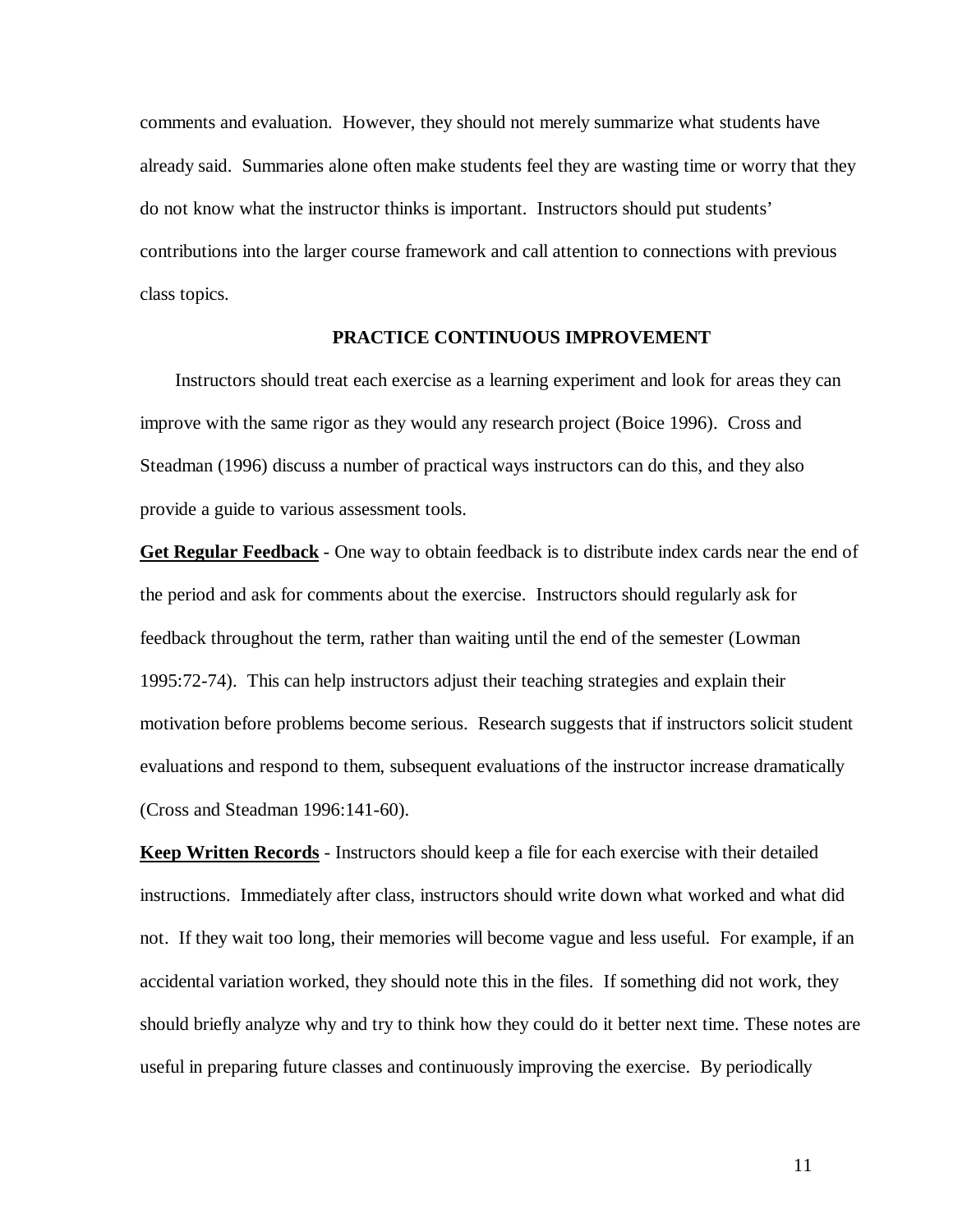comments and evaluation. However, they should not merely summarize what students have already said. Summaries alone often make students feel they are wasting time or worry that they do not know what the instructor thinks is important. Instructors should put students' contributions into the larger course framework and call attention to connections with previous class topics.

## PRACTICE CONTINUOUS IMPROVEMENT

Instructors should treat each exercise as a learning experiment and look for areas they can improve with the same rigor as they would any research project (Boice 1996). Cross and Steadman (1996) discuss a number of practical ways instructors can do this, and they also provide a guide to various assessment tools.

**Get Regular Feedback** - One way to obtain feedback is to distribute index cards near the end of the period and ask for comments about the exercise. Instructors should regularly ask for feedback throughout the term, rather than waiting until the end of the semester (Lowman 1995:72-74). This can help instructors adjust their teaching strategies and explain their motivation before problems become serious. Research suggests that if instructors solicit student evaluations and respond to them, subsequent evaluations of the instructor increase dramatically (Cross and Steadman 1996:141-60).

**Keep Written Records** - Instructors should keep a file for each exercise with their detailed instructions. Immediately after class, instructors should write down what worked and what did not. If they wait too long, their memories will become vague and less useful. For example, if an accidental variation worked, they should note this in the files. If something did not work, they should briefly analyze why and try to think how they could do it better next time. These notes are useful in preparing future classes and continuously improving the exercise. By periodically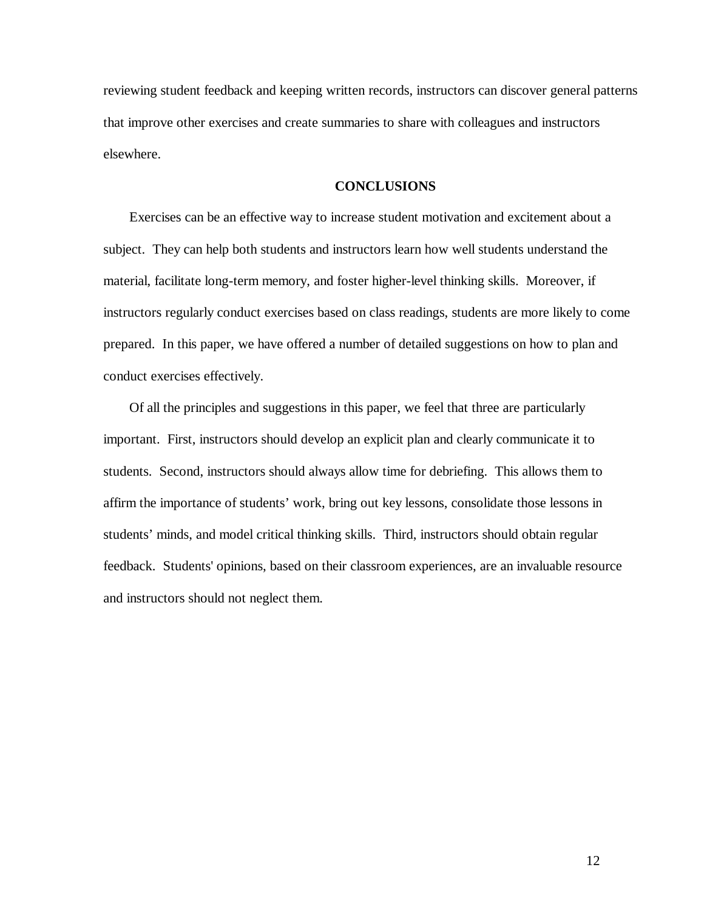reviewing student feedback and keeping written records, instructors can discover general patterns that improve other exercises and create summaries to share with colleagues and instructors elsewhere.

## CONCLUSIONS

Exercises can be an effective way to increase student motivation and excitement about a subject. They can help both students and instructors learn how well students understand the material, facilitate long-term memory, and foster higher-level thinking skills. Moreover, if instructors regularly conduct exercises based on class readings, students are more likely to come prepared. In this paper, we have offered a number of detailed suggestions on how to plan and conduct exercises effectively.

Of all the principles and suggestions in this paper, we feel that three are particularly important. First, instructors should develop an explicit plan and clearly communicate it to students. Second, instructors should always allow time for debriefing. This allows them to affirm the importance of students' work, bring out key lessons, consolidate those lessons in students' minds, and model critical thinking skills. Third, instructors should obtain regular feedback. Students' opinions, based on their classroom experiences, are an invaluable resource and instructors should not neglect them.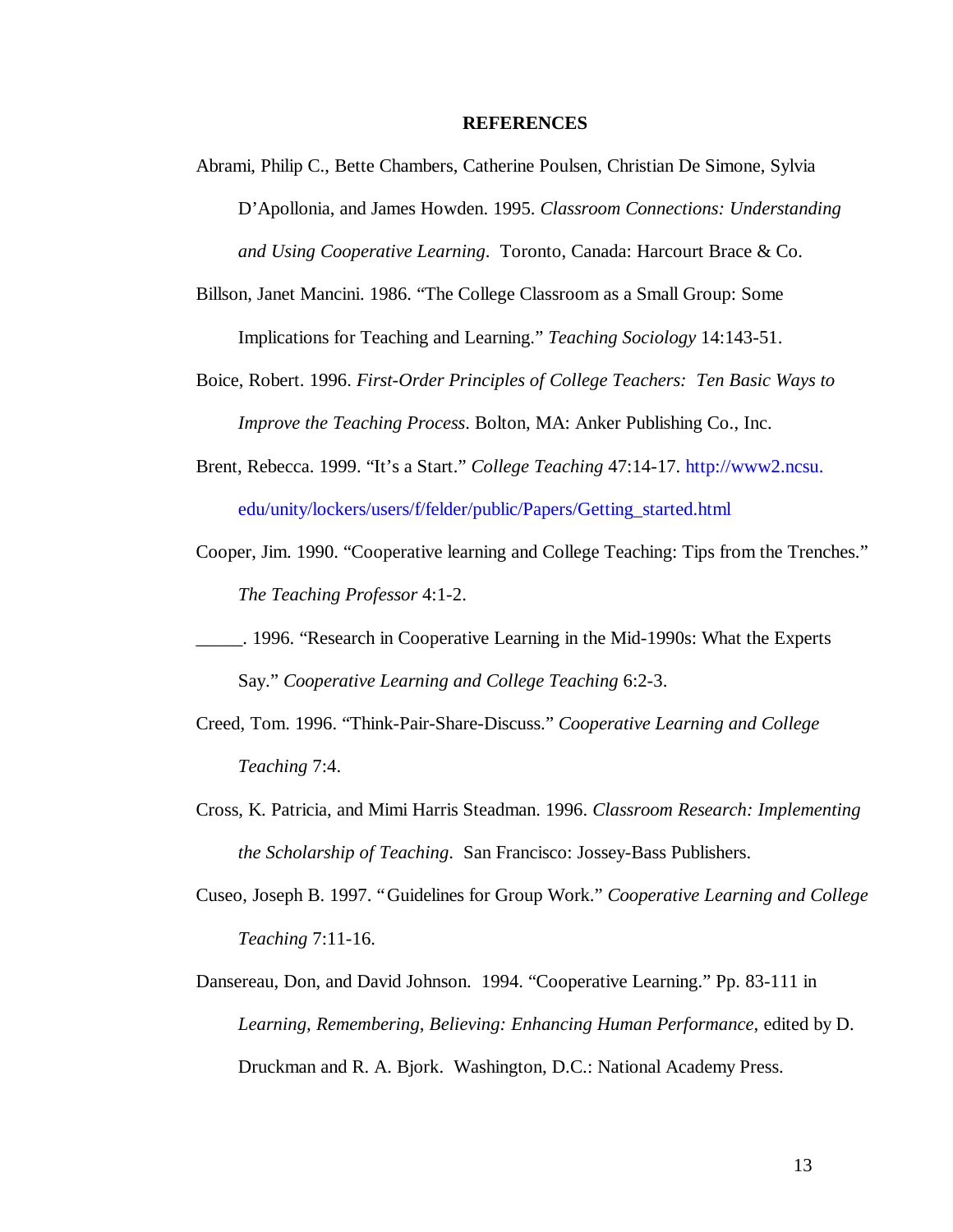# REFERENCES

Abrami, Philip C., Bette Chambers, Catherine Poulsen, Christian De Simone, Sylvia D'Apollonia, and James Howden. 1995. *Classroom Connections: Understanding and Using Cooperative Learning*. Toronto, Canada: Harcourt Brace & Co.

Billson, Janet Mancini. 1986. "The College Classroom as a Small Group: Some Implications for Teaching and Learning." *Teaching Sociology* 14:143-51.

Boice, Robert. 1996. *First-Order Principles of College Teachers: Ten Basic Ways to Improve the Teaching Process*. Bolton, MA: Anker Publishing Co., Inc.

Brent, Rebecca. 1999. "It's a Start." *College Teaching* 47:14-17. http://www2.ncsu.edu/unity/lockers/users/f/felder/public/Papers/Getting_started.html

Cooper, Jim. 1990. "Cooperative learning and College Teaching: Tips from the Trenches." *The Teaching Professor* 4:1-2.

_____. 1996. "Research in Cooperative Learning in the Mid-1990s: What the Experts Say." *Cooperative Learning and College Teaching* 6:2-3.

Creed, Tom. 1996. "Think-Pair-Share-Discuss." *Cooperative Learning and College Teaching* 7:4.

Cross, K. Patricia, and Mimi Harris Steadman. 1996. *Classroom Research: Implementing the Scholarship of Teaching*. San Francisco: Jossey-Bass Publishers.

Cuseo, Joseph B. 1997. "Guidelines for Group Work." *Cooperative Learning and College Teaching* 7:11-16.

Dansereau, Don, and David Johnson. 1994. "Cooperative Learning." Pp. 83-111 in *Learning, Remembering, Believing: Enhancing Human Performance*, edited by D. Druckman and R. A. Bjork. Washington, D.C.: National Academy Press.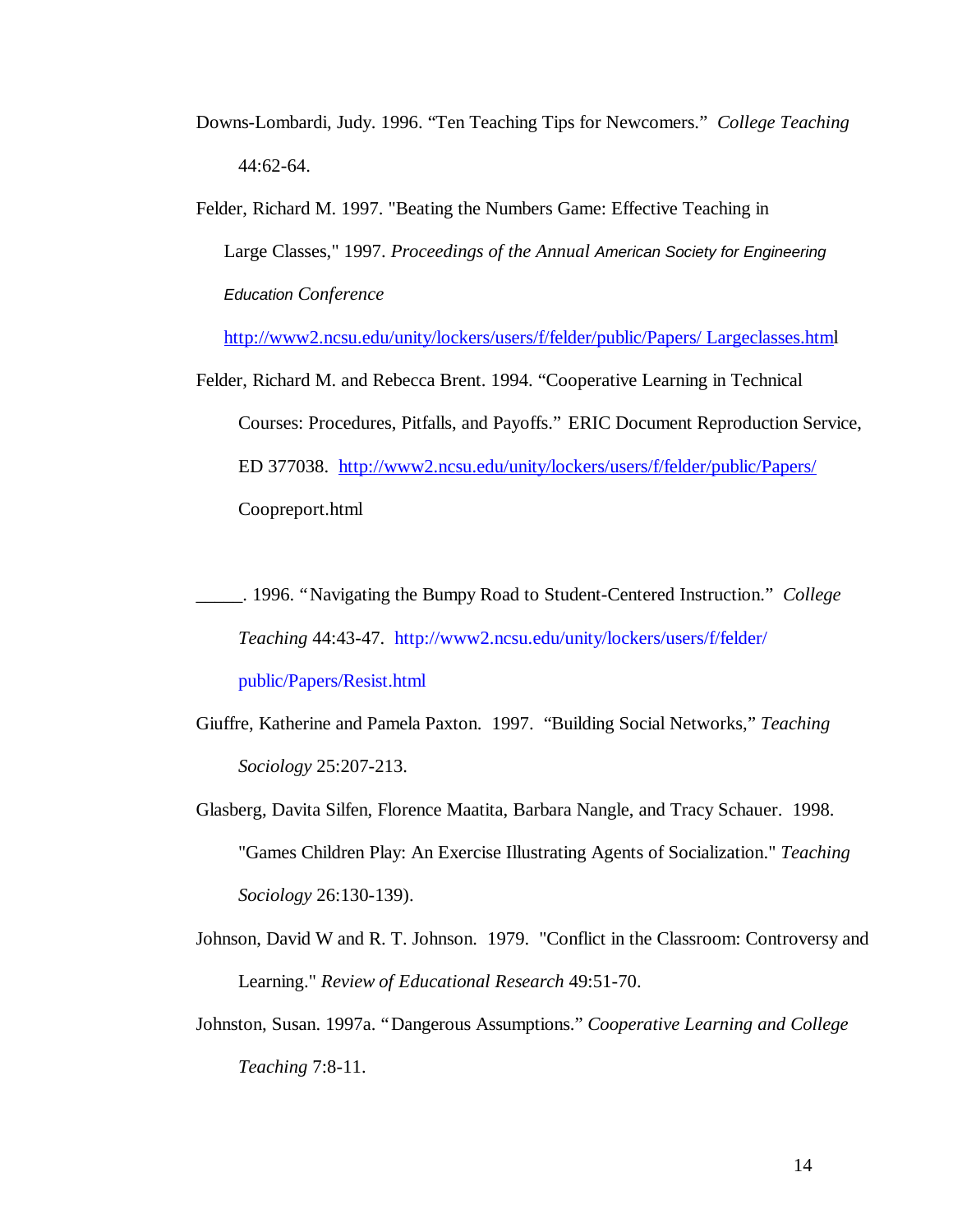Downs-Lombardi, Judy. 1996. "Ten Teaching Tips for Newcomers." *College Teaching* 44:62-64.

Felder, Richard M. 1997. "Beating the Numbers Game: Effective Teaching in Large Classes," 1997. *Proceedings of the Annual American Society for Engineering Education Conference* http://www2.ncsu.edu/unity/lockers/users/f/felder/public/Papers/ Largeclasses.html

Felder, Richard M. and Rebecca Brent. 1994. "Cooperative Learning in Technical Courses: Procedures, Pitfalls, and Payoffs." ERIC Document Reproduction Service, ED 377038. http://www2.ncsu.edu/unity/lockers/users/f/felder/public/Papers/ Coopreport.html

_____. 1996. "Navigating the Bumpy Road to Student-Centered Instruction." *College Teaching* 44:43-47. http://www2.ncsu.edu/unity/lockers/users/f/felder/ public/Papers/Resist.html

Giuffre, Katherine and Pamela Paxton. 1997. "Building Social Networks," *Teaching Sociology* 25:207-213.

Glasberg, Davita Silfen, Florence Maatita, Barbara Nangle, and Tracy Schauer. 1998. "Games Children Play: An Exercise Illustrating Agents of Socialization." *Teaching Sociology* 26:130-139).

Johnson, David W and R. T. Johnson. 1979. "Conflict in the Classroom: Controversy and Learning." *Review of Educational Research* 49:51-70.

Johnston, Susan. 1997a. "Dangerous Assumptions." *Cooperative Learning and College Teaching* 7:8-11.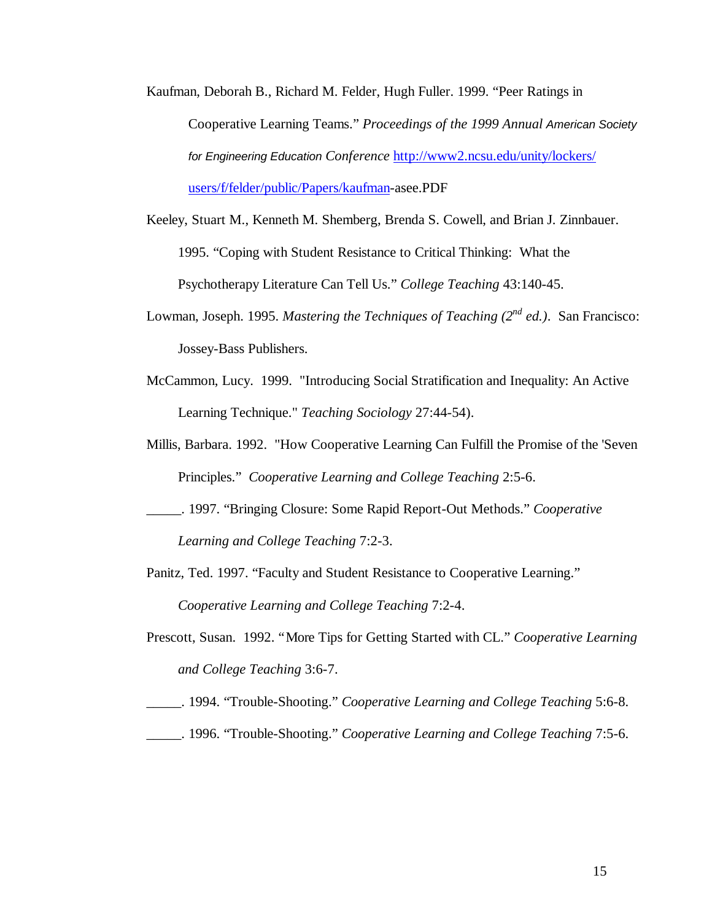Kaufman, Deborah B., Richard M. Felder, Hugh Fuller. 1999. "Peer Ratings in Cooperative Learning Teams." *Proceedings of the 1999 Annual American Society for Engineering Education Conference* http://www2.ncsu.edu/unity/lockers/users/f/felder/public/Papers/kaufman-asee.PDF

Keeley, Stuart M., Kenneth M. Shemberg, Brenda S. Cowell, and Brian J. Zinnbauer. 1995. "Coping with Student Resistance to Critical Thinking: What the Psychotherapy Literature Can Tell Us." *College Teaching* 43:140-45.

Lowman, Joseph. 1995. *Mastering the Techniques of Teaching (2nd ed.)*. San Francisco: Jossey-Bass Publishers.

McCammon, Lucy. 1999. "Introducing Social Stratification and Inequality: An Active Learning Technique." *Teaching Sociology* 27:44-54).

Millis, Barbara. 1992. "How Cooperative Learning Can Fulfill the Promise of the 'Seven Principles." *Cooperative Learning and College Teaching* 2:5-6.

_____. 1997. "Bringing Closure: Some Rapid Report-Out Methods." *Cooperative Learning and College Teaching* 7:2-3.

Panitz, Ted. 1997. "Faculty and Student Resistance to Cooperative Learning." *Cooperative Learning and College Teaching* 7:2-4.

Prescott, Susan. 1992. "More Tips for Getting Started with CL." *Cooperative Learning and College Teaching* 3:6-7.

_____. 1994. "Trouble-Shooting." *Cooperative Learning and College Teaching* 5:6-8.

_____. 1996. "Trouble-Shooting." *Cooperative Learning and College Teaching* 7:5-6.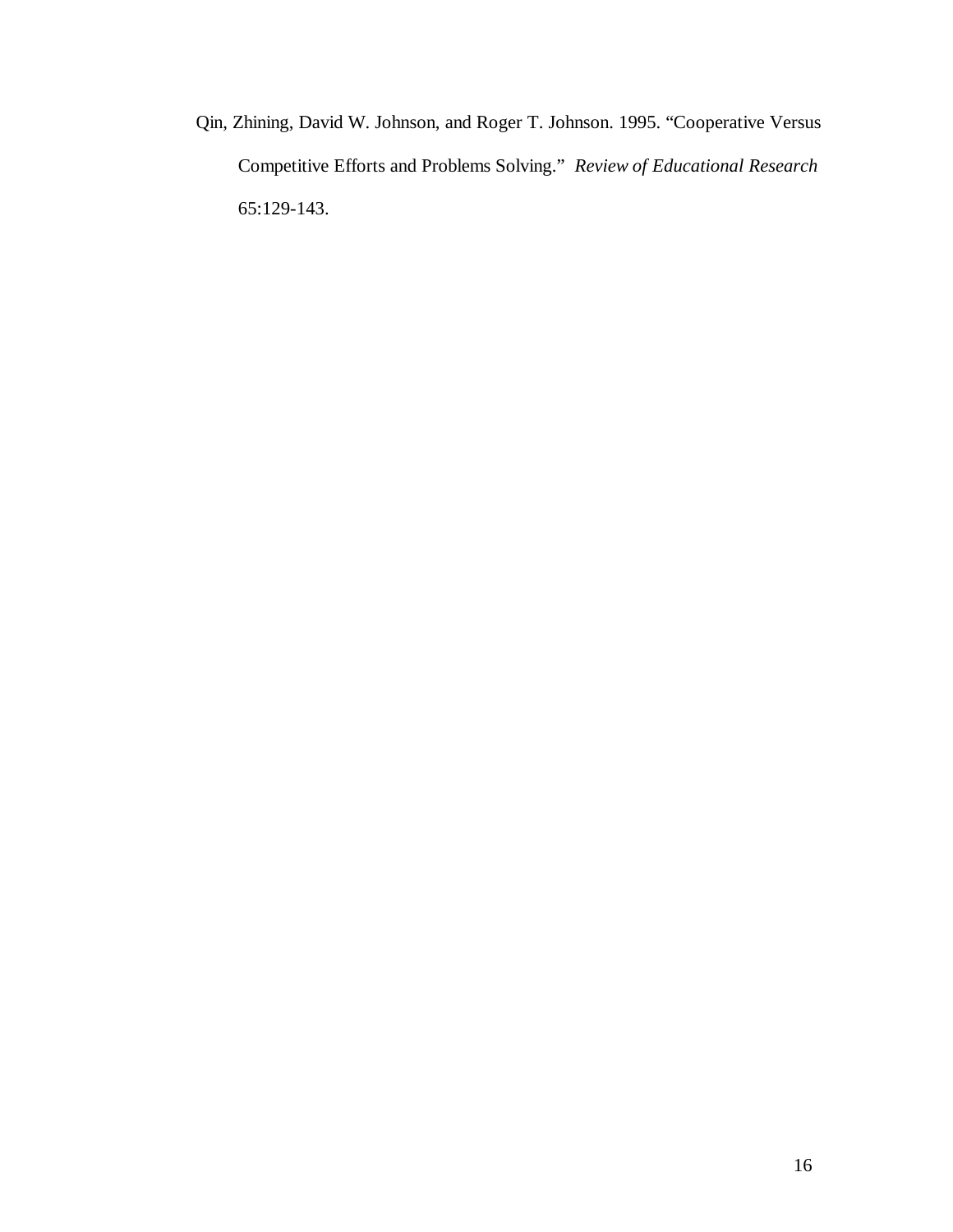Qin, Zhining, David W. Johnson, and Roger T. Johnson. 1995. "Cooperative Versus Competitive Efforts and Problems Solving." *Review of Educational Research* 65:129-143.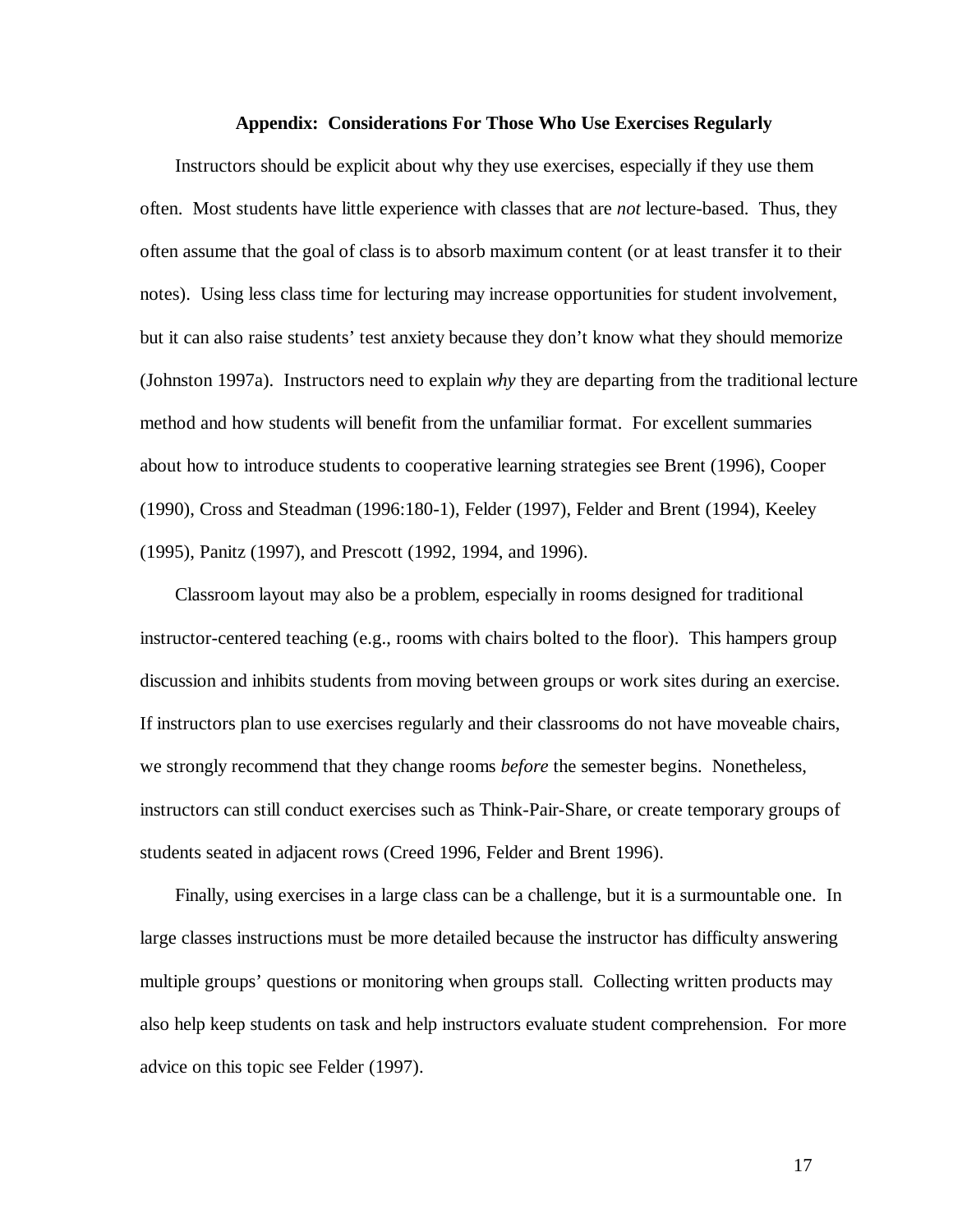## Appendix: Considerations For Those Who Use Exercises Regularly

Instructors should be explicit about why they use exercises, especially if they use them often. Most students have little experience with classes that are *not* lecture-based. Thus, they often assume that the goal of class is to absorb maximum content (or at least transfer it to their notes). Using less class time for lecturing may increase opportunities for student involvement, but it can also raise students' test anxiety because they don't know what they should memorize (Johnston 1997a). Instructors need to explain *why* they are departing from the traditional lecture method and how students will benefit from the unfamiliar format. For excellent summaries about how to introduce students to cooperative learning strategies see Brent (1996), Cooper (1990), Cross and Steadman (1996:180-1), Felder (1997), Felder and Brent (1994), Keeley (1995), Panitz (1997), and Prescott (1992, 1994, and 1996).

Classroom layout may also be a problem, especially in rooms designed for traditional instructor-centered teaching (e.g., rooms with chairs bolted to the floor). This hampers group discussion and inhibits students from moving between groups or work sites during an exercise. If instructors plan to use exercises regularly and their classrooms do not have moveable chairs, we strongly recommend that they change rooms *before* the semester begins. Nonetheless, instructors can still conduct exercises such as Think-Pair-Share, or create temporary groups of students seated in adjacent rows (Creed 1996, Felder and Brent 1996).

Finally, using exercises in a large class can be a challenge, but it is a surmountable one. In large classes instructions must be more detailed because the instructor has difficulty answering multiple groups' questions or monitoring when groups stall. Collecting written products may also help keep students on task and help instructors evaluate student comprehension. For more advice on this topic see Felder (1997).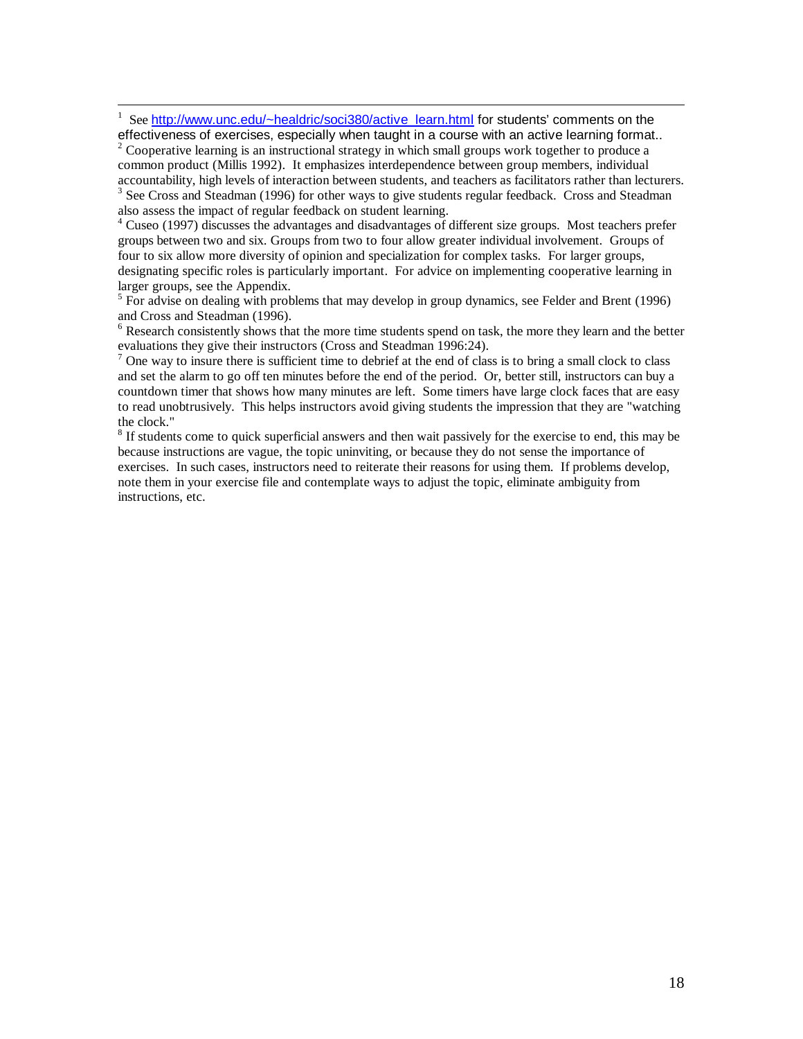[1] See http://www.unc.edu/~healdric/soci380/active_learn.html for students' comments on the effectiveness of exercises, especially when taught in a course with an active learning format..

[2] Cooperative learning is an instructional strategy in which small groups work together to produce a common product (Millis 1992). It emphasizes interdependence between group members, individual accountability, high levels of interaction between students, and teachers as facilitators rather than lecturers.

[3] See Cross and Steadman (1996) for other ways to give students regular feedback. Cross and Steadman also assess the impact of regular feedback on student learning.

[4] Cuseo (1997) discusses the advantages and disadvantages of different size groups. Most teachers prefer groups between two and six. Groups from two to four allow greater individual involvement. Groups of four to six allow more diversity of opinion and specialization for complex tasks. For larger groups, designating specific roles is particularly important. For advice on implementing cooperative learning in larger groups, see the Appendix.

[5] For advise on dealing with problems that may develop in group dynamics, see Felder and Brent (1996) and Cross and Steadman (1996).

[6] Research consistently shows that the more time students spend on task, the more they learn and the better evaluations they give their instructors (Cross and Steadman 1996:24).

[7] One way to insure there is sufficient time to debrief at the end of class is to bring a small clock to class and set the alarm to go off ten minutes before the end of the period. Or, better still, instructors can buy a countdown timer that shows how many minutes are left. Some timers have large clock faces that are easy to read unobtrusively. This helps instructors avoid giving students the impression that they are "watching the clock."

[8] If students come to quick superficial answers and then wait passively for the exercise to end, this may be because instructions are vague, the topic uninviting, or because they do not sense the importance of exercises. In such cases, instructors need to reiterate their reasons for using them. If problems develop, note them in your exercise file and contemplate ways to adjust the topic, eliminate ambiguity from instructions, etc.